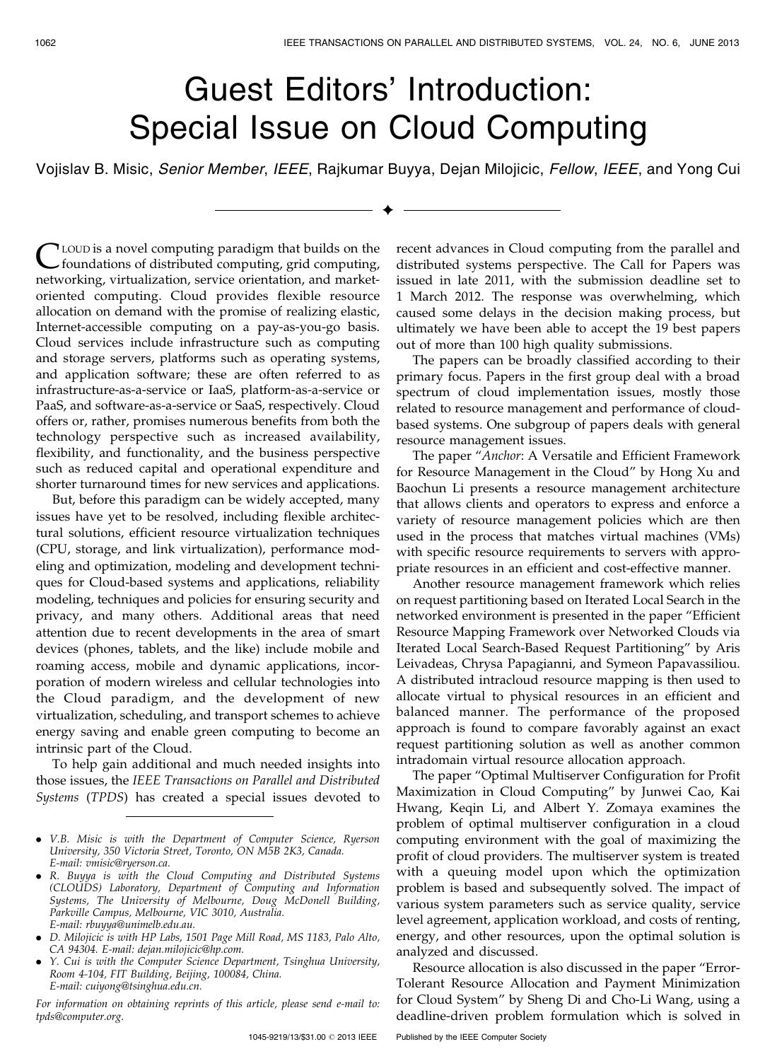# Guest Editors' Introduction: Special Issue on Cloud Computing

Vojislav B. Misic, *Senior Member*, *IEEE*, Rajkumar Buyya, Dejan Milojicic, *Fellow*, *IEEE*, and Yong Cui

---

Cloud is a novel computing paradigm that builds on the foundations of distributed computing, grid computing, networking, virtualization, service orientation, and market-oriented computing. Cloud provides flexible resource allocation on demand with the promise of realizing elastic, Internet-accessible computing on a pay-as-you-go basis. Cloud services include infrastructure such as computing and storage servers, platforms such as operating systems, and application software; these are often referred to as infrastructure-as-a-service or IaaS, platform-as-a-service or PaaS, and software-as-a-service or SaaS, respectively. Cloud offers or, rather, promises numerous benefits from both the technology perspective such as increased availability, flexibility, and functionality, and the business perspective such as reduced capital and operational expenditure and shorter turnaround times for new services and applications.

But, before this paradigm can be widely accepted, many issues have yet to be resolved, including flexible architectural solutions, efficient resource virtualization techniques (CPU, storage, and link virtualization), performance modeling and optimization, modeling and development techniques for Cloud-based systems and applications, reliability modeling, techniques and policies for ensuring security and privacy, and many others. Additional areas that need attention due to recent developments in the area of smart devices (phones, tablets, and the like) include mobile and roaming access, mobile and dynamic applications, incorporation of modern wireless and cellular technologies into the Cloud paradigm, and the development of new virtualization, scheduling, and transport schemes to achieve energy saving and enable green computing to become an intrinsic part of the Cloud.

To help gain additional and much needed insights into those issues, the *IEEE Transactions on Parallel and Distributed Systems* (*TPDS*) has created a special issues devoted to recent advances in Cloud computing from the parallel and distributed systems perspective. The Call for Papers was issued in late 2011, with the submission deadline set to 1 March 2012. The response was overwhelming, which caused some delays in the decision making process, but ultimately we have been able to accept the 19 best papers out of more than 100 high quality submissions.

The papers can be broadly classified according to their primary focus. Papers in the first group deal with a broad spectrum of cloud implementation issues, mostly those related to resource management and performance of cloud-based systems. One subgroup of papers deals with general resource management issues.

The paper "*Anchor*: A Versatile and Efficient Framework for Resource Management in the Cloud" by Hong Xu and Baochun Li presents a resource management architecture that allows clients and operators to express and enforce a variety of resource management policies which are then used in the process that matches virtual machines (VMs) with specific resource requirements to servers with appropriate resources in an efficient and cost-effective manner.

Another resource management framework which relies on request partitioning based on Iterated Local Search in the networked environment is presented in the paper "Efficient Resource Mapping Framework over Networked Clouds via Iterated Local Search-Based Request Partitioning" by Aris Leivadeas, Chrysa Papagianni, and Symeon Papavassiliou. A distributed intracloud resource mapping is then used to allocate virtual to physical resources in an efficient and balanced manner. The performance of the proposed approach is found to compare favorably against an exact request partitioning solution as well as another common intradomain virtual resource allocation approach.

The paper "Optimal Multiserver Configuration for Profit Maximization in Cloud Computing" by Junwei Cao, Kai Hwang, Keqin Li, and Albert Y. Zomaya examines the problem of optimal multiserver configuration in a cloud computing environment with the goal of maximizing the profit of cloud providers. The multiserver system is treated with a queuing model upon which the optimization problem is based and subsequently solved. The impact of various system parameters such as service quality, service level agreement, application workload, and costs of renting, energy, and other resources, upon the optimal solution is analyzed and discussed.

Resource allocation is also discussed in the paper "Error-Tolerant Resource Allocation and Payment Minimization for Cloud System" by Sheng Di and Cho-Li Wang, using a deadline-driven problem formulation which is solved in

- *V.B. Misic is with the Department of Computer Science, Ryerson University, 350 Victoria Street, Toronto, ON M5B 2K3, Canada. E-mail: vmisic@ryerson.ca.*
- *R. Buyya is with the Cloud Computing and Distributed Systems (CLOUDS) Laboratory, Department of Computing and Information Systems, The University of Melbourne, Doug McDonell Building, Parkville Campus, Melbourne, VIC 3010, Australia. E-mail: rbuyya@unimelb.edu.au.*
- *D. Milojicic is with HP Labs, 1501 Page Mill Road, MS 1183, Palo Alto, CA 94304. E-mail: dejan.milojicic@hp.com.*
- *Y. Cui is with the Computer Science Department, Tsinghua University, Room 4-104, FIT Building, Beijing, 100084, China. E-mail: cuiyong@tsinghua.edu.cn.*

*For information on obtaining reprints of this article, please send e-mail to: tpds@computer.org.*

1045-9219/13/$31.00 © 2013 IEEE Published by the IEEE Computer Society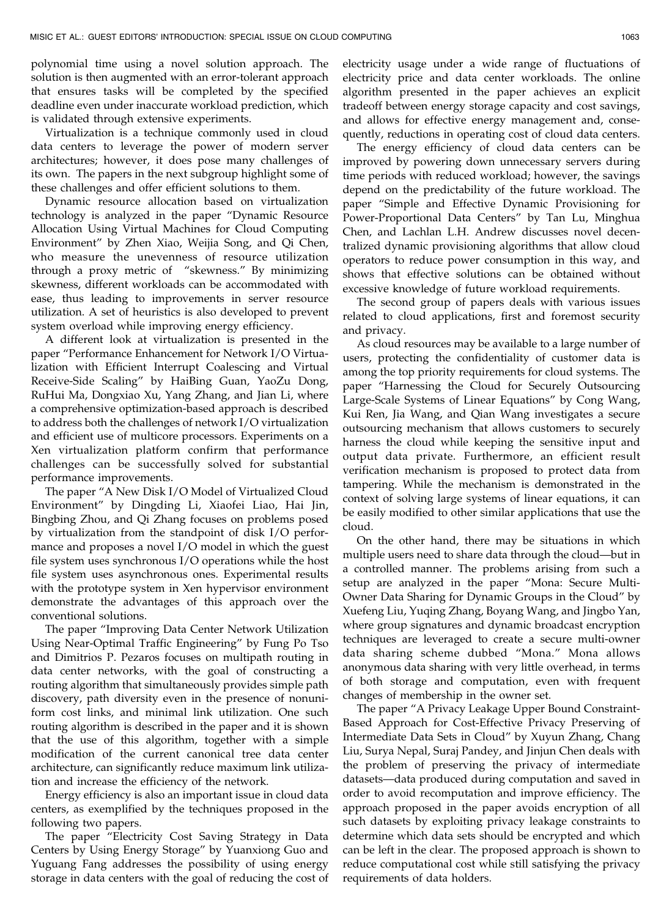polynomial time using a novel solution approach. The solution is then augmented with an error-tolerant approach that ensures tasks will be completed by the specified deadline even under inaccurate workload prediction, which is validated through extensive experiments.

Virtualization is a technique commonly used in cloud data centers to leverage the power of modern server architectures; however, it does pose many challenges of its own. The papers in the next subgroup highlight some of these challenges and offer efficient solutions to them.

Dynamic resource allocation based on virtualization technology is analyzed in the paper "Dynamic Resource Allocation Using Virtual Machines for Cloud Computing Environment" by Zhen Xiao, Weijia Song, and Qi Chen, who measure the unevenness of resource utilization through a proxy metric of "skewness." By minimizing skewness, different workloads can be accommodated with ease, thus leading to improvements in server resource utilization. A set of heuristics is also developed to prevent system overload while improving energy efficiency.

A different look at virtualization is presented in the paper "Performance Enhancement for Network I/O Virtualization with Efficient Interrupt Coalescing and Virtual Receive-Side Scaling" by HaiBing Guan, YaoZu Dong, RuHui Ma, Dongxiao Xu, Yang Zhang, and Jian Li, where a comprehensive optimization-based approach is described to address both the challenges of network I/O virtualization and efficient use of multicore processors. Experiments on a Xen virtualization platform confirm that performance challenges can be successfully solved for substantial performance improvements.

The paper "A New Disk I/O Model of Virtualized Cloud Environment" by Dingding Li, Xiaofei Liao, Hai Jin, Bingbing Zhou, and Qi Zhang focuses on problems posed by virtualization from the standpoint of disk I/O performance and proposes a novel I/O model in which the guest file system uses synchronous I/O operations while the host file system uses asynchronous ones. Experimental results with the prototype system in Xen hypervisor environment demonstrate the advantages of this approach over the conventional solutions.

The paper "Improving Data Center Network Utilization Using Near-Optimal Traffic Engineering" by Fung Po Tso and Dimitrios P. Pezaros focuses on multipath routing in data center networks, with the goal of constructing a routing algorithm that simultaneously provides simple path discovery, path diversity even in the presence of nonuniform cost links, and minimal link utilization. One such routing algorithm is described in the paper and it is shown that the use of this algorithm, together with a simple modification of the current canonical tree data center architecture, can significantly reduce maximum link utilization and increase the efficiency of the network.

Energy efficiency is also an important issue in cloud data centers, as exemplified by the techniques proposed in the following two papers.

The paper "Electricity Cost Saving Strategy in Data Centers by Using Energy Storage" by Yuanxiong Guo and Yuguang Fang addresses the possibility of using energy storage in data centers with the goal of reducing the cost of electricity usage under a wide range of fluctuations of electricity price and data center workloads. The online algorithm presented in the paper achieves an explicit tradeoff between energy storage capacity and cost savings, and allows for effective energy management and, consequently, reductions in operating cost of cloud data centers.

The energy efficiency of cloud data centers can be improved by powering down unnecessary servers during time periods with reduced workload; however, the savings depend on the predictability of the future workload. The paper "Simple and Effective Dynamic Provisioning for Power-Proportional Data Centers" by Tan Lu, Minghua Chen, and Lachlan L.H. Andrew discusses novel decentralized dynamic provisioning algorithms that allow cloud operators to reduce power consumption in this way, and shows that effective solutions can be obtained without excessive knowledge of future workload requirements.

The second group of papers deals with various issues related to cloud applications, first and foremost security and privacy.

As cloud resources may be available to a large number of users, protecting the confidentiality of customer data is among the top priority requirements for cloud systems. The paper "Harnessing the Cloud for Securely Outsourcing Large-Scale Systems of Linear Equations" by Cong Wang, Kui Ren, Jia Wang, and Qian Wang investigates a secure outsourcing mechanism that allows customers to securely harness the cloud while keeping the sensitive input and output data private. Furthermore, an efficient result verification mechanism is proposed to protect data from tampering. While the mechanism is demonstrated in the context of solving large systems of linear equations, it can be easily modified to other similar applications that use the cloud.

On the other hand, there may be situations in which multiple users need to share data through the cloud—but in a controlled manner. The problems arising from such a setup are analyzed in the paper "Mona: Secure Multi-Owner Data Sharing for Dynamic Groups in the Cloud" by Xuefeng Liu, Yuqing Zhang, Boyang Wang, and Jingbo Yan, where group signatures and dynamic broadcast encryption techniques are leveraged to create a secure multi-owner data sharing scheme dubbed "Mona." Mona allows anonymous data sharing with very little overhead, in terms of both storage and computation, even with frequent changes of membership in the owner set.

The paper "A Privacy Leakage Upper Bound Constraint-Based Approach for Cost-Effective Privacy Preserving of Intermediate Data Sets in Cloud" by Xuyun Zhang, Chang Liu, Surya Nepal, Suraj Pandey, and Jinjun Chen deals with the problem of preserving the privacy of intermediate datasets—data produced during computation and saved in order to avoid recomputation and improve efficiency. The approach proposed in the paper avoids encryption of all such datasets by exploiting privacy leakage constraints to determine which data sets should be encrypted and which can be left in the clear. The proposed approach is shown to reduce computational cost while still satisfying the privacy requirements of data holders.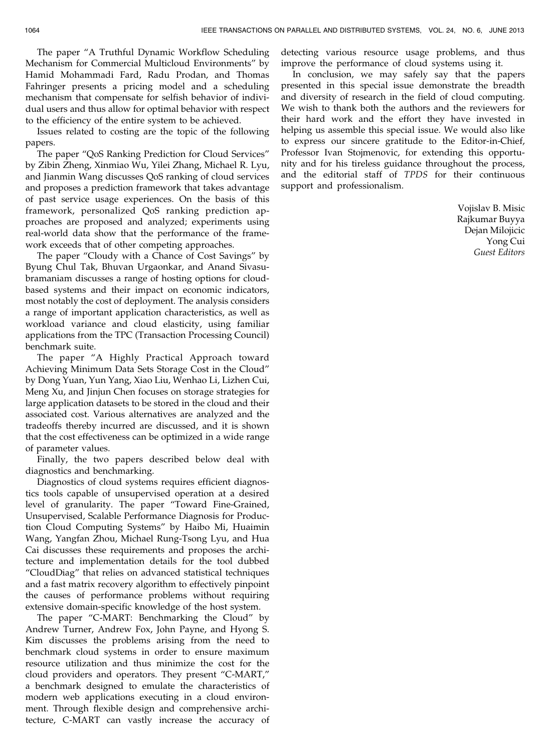The paper "A Truthful Dynamic Workflow Scheduling Mechanism for Commercial Multicloud Environments" by Hamid Mohammadi Fard, Radu Prodan, and Thomas Fahringer presents a pricing model and a scheduling mechanism that compensate for selfish behavior of individual users and thus allow for optimal behavior with respect to the efficiency of the entire system to be achieved.

Issues related to costing are the topic of the following papers.

The paper "QoS Ranking Prediction for Cloud Services" by Zibin Zheng, Xinmiao Wu, Yilei Zhang, Michael R. Lyu, and Jianmin Wang discusses QoS ranking of cloud services and proposes a prediction framework that takes advantage of past service usage experiences. On the basis of this framework, personalized QoS ranking prediction approaches are proposed and analyzed; experiments using real-world data show that the performance of the framework exceeds that of other competing approaches.

The paper "Cloudy with a Chance of Cost Savings" by Byung Chul Tak, Bhuvan Urgaonkar, and Anand Sivasubramaniam discusses a range of hosting options for cloud-based systems and their impact on economic indicators, most notably the cost of deployment. The analysis considers a range of important application characteristics, as well as workload variance and cloud elasticity, using familiar applications from the TPC (Transaction Processing Council) benchmark suite.

The paper "A Highly Practical Approach toward Achieving Minimum Data Sets Storage Cost in the Cloud" by Dong Yuan, Yun Yang, Xiao Liu, Wenhao Li, Lizhen Cui, Meng Xu, and Jinjun Chen focuses on storage strategies for large application datasets to be stored in the cloud and their associated cost. Various alternatives are analyzed and the tradeoffs thereby incurred are discussed, and it is shown that the cost effectiveness can be optimized in a wide range of parameter values.

Finally, the two papers described below deal with diagnostics and benchmarking.

Diagnostics of cloud systems requires efficient diagnostics tools capable of unsupervised operation at a desired level of granularity. The paper "Toward Fine-Grained, Unsupervised, Scalable Performance Diagnosis for Production Cloud Computing Systems" by Haibo Mi, Huaimin Wang, Yangfan Zhou, Michael Rung-Tsong Lyu, and Hua Cai discusses these requirements and proposes the architecture and implementation details for the tool dubbed "CloudDiag" that relies on advanced statistical techniques and a fast matrix recovery algorithm to effectively pinpoint the causes of performance problems without requiring extensive domain-specific knowledge of the host system.

The paper "C-MART: Benchmarking the Cloud" by Andrew Turner, Andrew Fox, John Payne, and Hyong S. Kim discusses the problems arising from the need to benchmark cloud systems in order to ensure maximum resource utilization and thus minimize the cost for the cloud providers and operators. They present "C-MART," a benchmark designed to emulate the characteristics of modern web applications executing in a cloud environment. Through flexible design and comprehensive architecture, C-MART can vastly increase the accuracy of detecting various resource usage problems, and thus improve the performance of cloud systems using it.

In conclusion, we may safely say that the papers presented in this special issue demonstrate the breadth and diversity of research in the field of cloud computing. We wish to thank both the authors and the reviewers for their hard work and the effort they have invested in helping us assemble this special issue. We would also like to express our sincere gratitude to the Editor-in-Chief, Professor Ivan Stojmenovic, for extending this opportunity and for his tireless guidance throughout the process, and the editorial staff of *TPDS* for their continuous support and professionalism.

Vojislav B. Misic
Rajkumar Buyya
Dejan Milojicic
Yong Cui
*Guest Editors*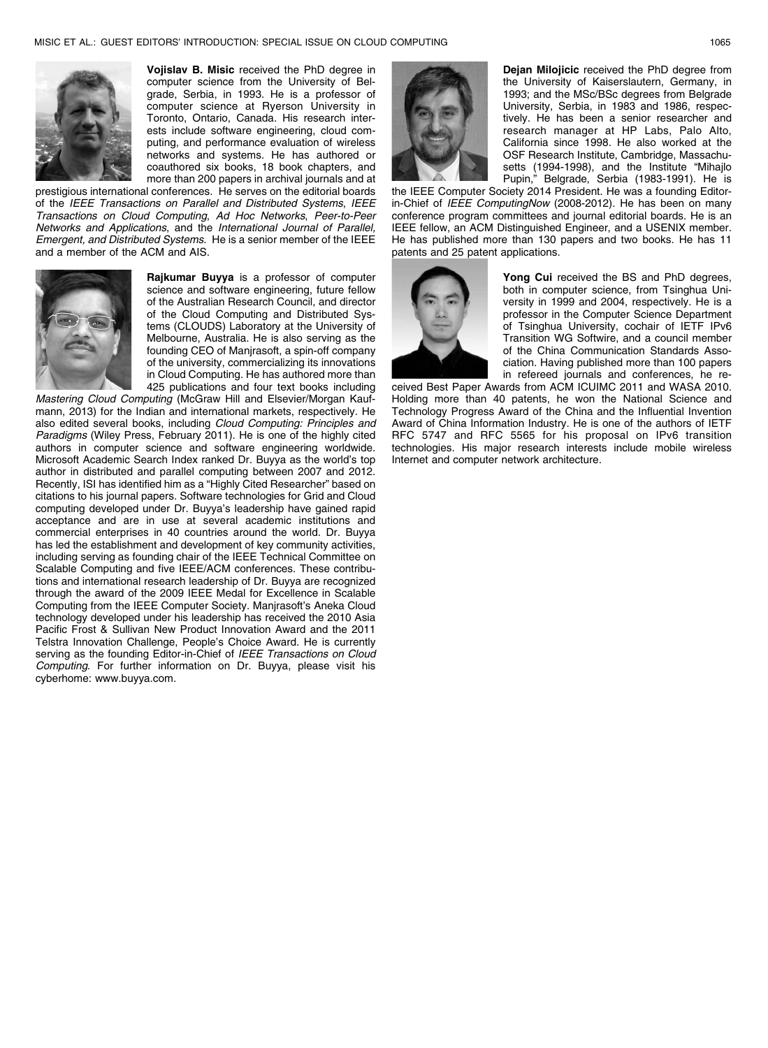**Vojislav B. Misic** received the PhD degree in computer science from the University of Belgrade, Serbia, in 1993. He is a professor of computer science at Ryerson University in Toronto, Ontario, Canada. His research interests include software engineering, cloud computing, and performance evaluation of wireless networks and systems. He has authored or coauthored six books, 18 book chapters, and more than 200 papers in archival journals and at prestigious international conferences. He serves on the editorial boards of the *IEEE Transactions on Parallel and Distributed Systems*, *IEEE Transactions on Cloud Computing*, *Ad Hoc Networks*, *Peer-to-Peer Networks and Applications*, and the *International Journal of Parallel, Emergent, and Distributed Systems*. He is a senior member of the IEEE and a member of the ACM and AIS.

**Rajkumar Buyya** is a professor of computer science and software engineering, future fellow of the Australian Research Council, and director of the Cloud Computing and Distributed Systems (CLOUDS) Laboratory at the University of Melbourne, Australia. He is also serving as the founding CEO of Manjrasoft, a spin-off company of the university, commercializing its innovations in Cloud Computing. He has authored more than 425 publications and four text books including *Mastering Cloud Computing* (McGraw Hill and Elsevier/Morgan Kaufmann, 2013) for the Indian and international markets, respectively. He also edited several books, including *Cloud Computing: Principles and Paradigms* (Wiley Press, February 2011). He is one of the highly cited authors in computer science and software engineering worldwide. Microsoft Academic Search Index ranked Dr. Buyya as the world's top author in distributed and parallel computing between 2007 and 2012. Recently, ISI has identified him as a "Highly Cited Researcher" based on citations to his journal papers. Software technologies for Grid and Cloud computing developed under Dr. Buyya's leadership have gained rapid acceptance and are in use at several academic institutions and commercial enterprises in 40 countries around the world. Dr. Buyya has led the establishment and development of key community activities, including serving as founding chair of the IEEE Technical Committee on Scalable Computing and five IEEE/ACM conferences. These contributions and international research leadership of Dr. Buyya are recognized through the award of the 2009 IEEE Medal for Excellence in Scalable Computing from the IEEE Computer Society. Manjrasoft's Aneka Cloud technology developed under his leadership has received the 2010 Asia Pacific Frost & Sullivan New Product Innovation Award and the 2011 Telstra Innovation Challenge, People's Choice Award. He is currently serving as the founding Editor-in-Chief of *IEEE Transactions on Cloud Computing*. For further information on Dr. Buyya, please visit his cyberhome: www.buyya.com.

**Dejan Milojicic** received the PhD degree from the University of Kaiserslautern, Germany, in 1993; and the MSc/BSc degrees from Belgrade University, Serbia, in 1983 and 1986, respectively. He has been a senior researcher and research manager at HP Labs, Palo Alto, California since 1998. He also worked at the OSF Research Institute, Cambridge, Massachusetts (1994-1998), and the Institute "Mihajlo Pupin," Belgrade, Serbia (1983-1991). He is the IEEE Computer Society 2014 President. He was a founding Editor-in-Chief of *IEEE ComputingNow* (2008-2012). He has been on many conference program committees and journal editorial boards. He is an IEEE fellow, an ACM Distinguished Engineer, and a USENIX member. He has published more than 130 papers and two books. He has 11 patents and 25 patent applications.

**Yong Cui** received the BS and PhD degrees, both in computer science, from Tsinghua University in 1999 and 2004, respectively. He is a professor in the Computer Science Department of Tsinghua University, cochair of IETF IPv6 Transition WG Softwire, and a council member of the China Communication Standards Association. Having published more than 100 papers in refereed journals and conferences, he received Best Paper Awards from ACM ICUIMC 2011 and WASA 2010. Holding more than 40 patents, he won the National Science and Technology Progress Award of the China and the Influential Invention Award of China Information Industry. He is one of the authors of IETF RFC 5747 and RFC 5565 for his proposal on IPv6 transition technologies. His major research interests include mobile wireless Internet and computer network architecture.